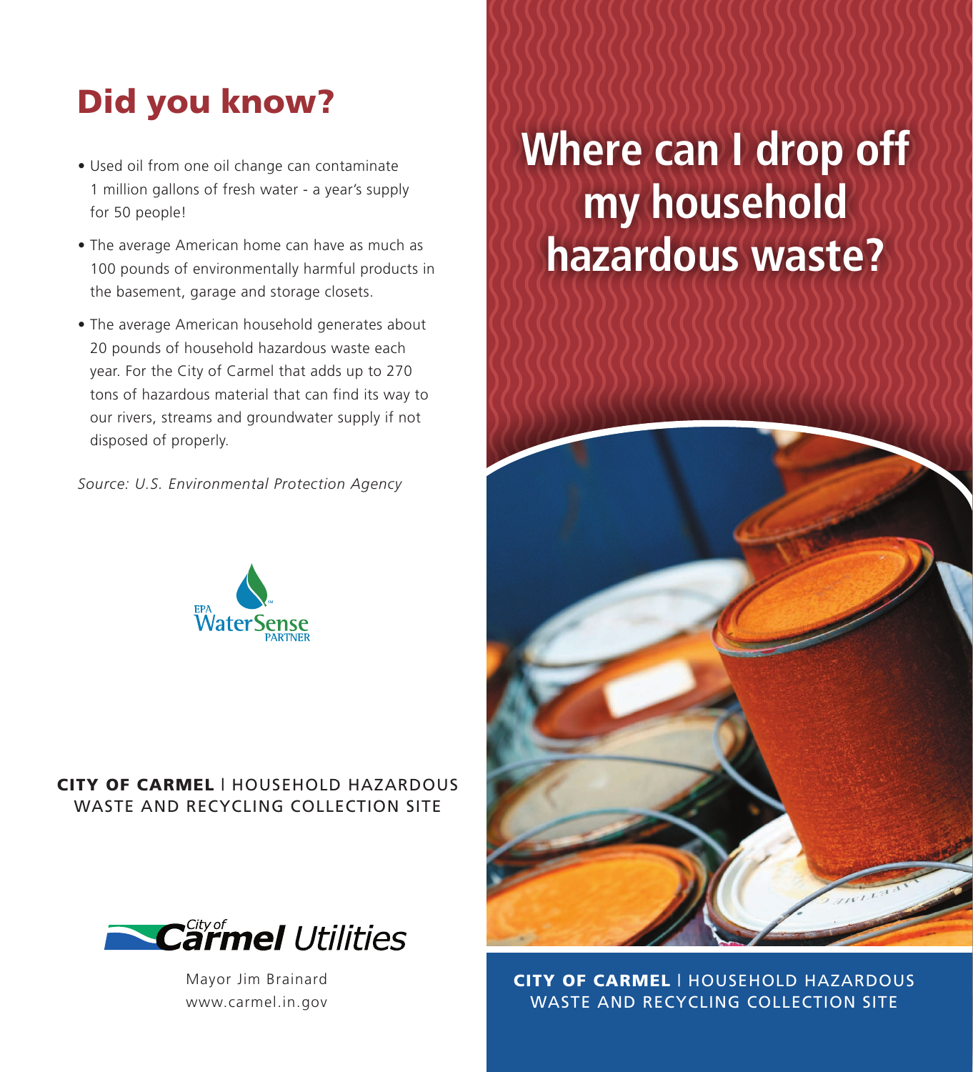## Did you know?

- Used oil from one oil change can contaminate 1 million gallons of fresh water - a year's supply for 50 people!
- The average American home can have as much as 100 pounds of environmentally harmful products in the basement, garage and storage closets.
- The average American household generates about 20 pounds of household hazardous waste each year. For the City of Carmel that adds up to 270 tons of hazardous material that can find its way to our rivers, streams and groundwater supply if not disposed of properly.

*Source: U.S. Environmental Protection Agency*

EPA WaterSense PARTNER

**CITY OF CARMEL** | HOUSEHOLD HAZARDOUS WASTE AND RECYCLING COLLECTION SITE

City of Carmel Utilities

Mayor Jim Brainard
www.carmel.in.gov

# Where can I drop off my household hazardous waste?

**CITY OF CARMEL** | HOUSEHOLD HAZARDOUS WASTE AND RECYCLING COLLECTION SITE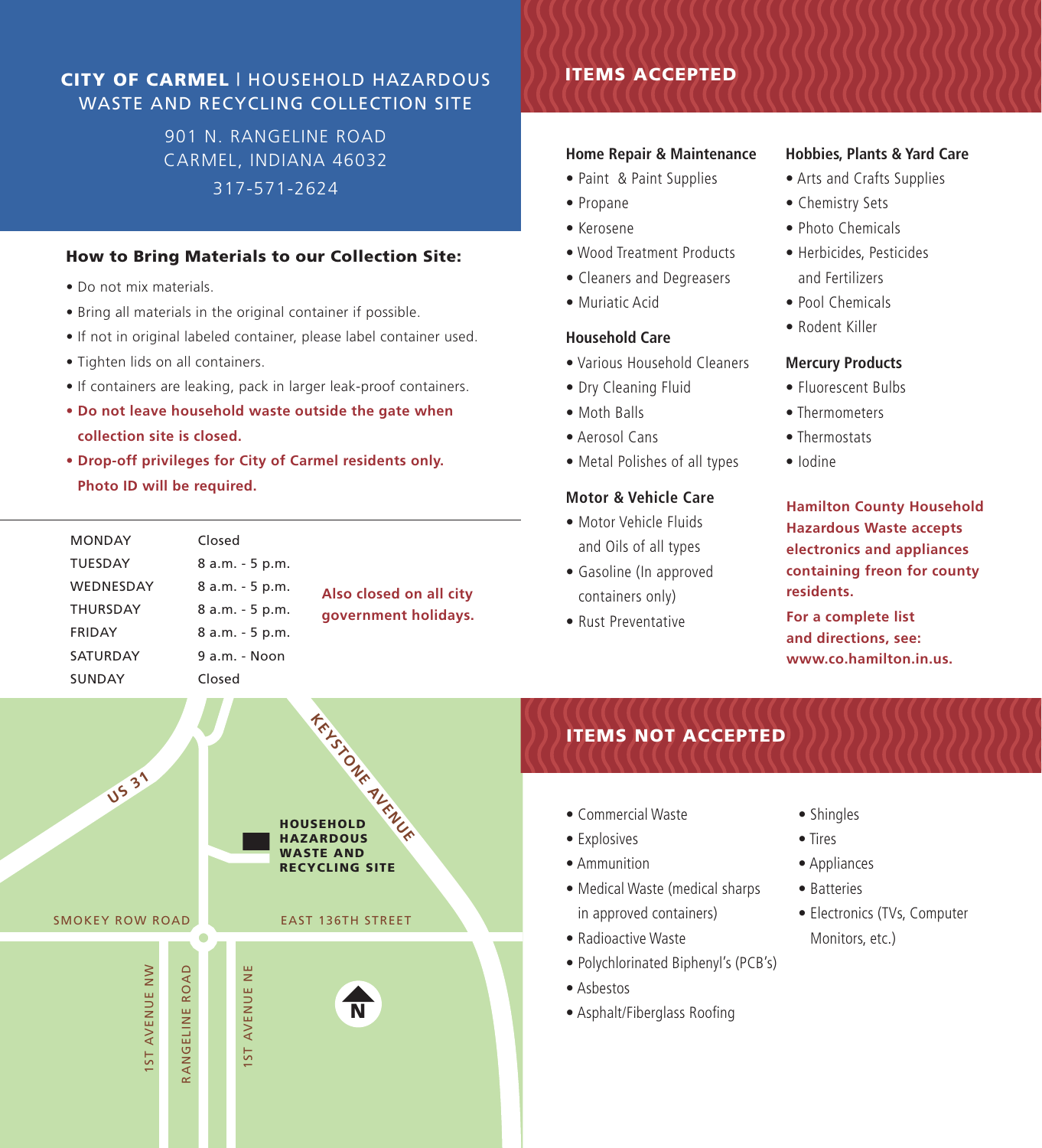## CITY OF CARMEL | HOUSEHOLD HAZARDOUS WASTE AND RECYCLING COLLECTION SITE

901 N. RANGELINE ROAD
CARMEL, INDIANA 46032
317-571-2624

### How to Bring Materials to our Collection Site:

- Do not mix materials.
- Bring all materials in the original container if possible.
- If not in original labeled container, please label container used.
- Tighten lids on all containers.
- If containers are leaking, pack in larger leak-proof containers.
- **Do not leave household waste outside the gate when collection site is closed.**
- **Drop-off privileges for City of Carmel residents only. Photo ID will be required.**

| | |
|---|---|
| MONDAY | Closed |
| TUESDAY | 8 a.m. - 5 p.m. |
| WEDNESDAY | 8 a.m. - 5 p.m. |
| THURSDAY | 8 a.m. - 5 p.m. |
| FRIDAY | 8 a.m. - 5 p.m. |
| SATURDAY | 9 a.m. - Noon |
| SUNDAY | Closed |

**Also closed on all city government holidays.**

US 31
KEYSTONE AVENUE
HOUSEHOLD HAZARDOUS WASTE AND RECYCLING SITE
SMOKEY ROW ROAD
EAST 136TH STREET
1ST AVENUE NW
RANGELINE ROAD
1ST AVENUE NE
N

## ITEMS ACCEPTED

### Home Repair & Maintenance
- Paint & Paint Supplies
- Propane
- Kerosene
- Wood Treatment Products
- Cleaners and Degreasers
- Muriatic Acid

### Household Care
- Various Household Cleaners
- Dry Cleaning Fluid
- Moth Balls
- Aerosol Cans
- Metal Polishes of all types

### Motor & Vehicle Care
- Motor Vehicle Fluids and Oils of all types
- Gasoline (In approved containers only)
- Rust Preventative

### Hobbies, Plants & Yard Care
- Arts and Crafts Supplies
- Chemistry Sets
- Photo Chemicals
- Herbicides, Pesticides and Fertilizers
- Pool Chemicals
- Rodent Killer

### Mercury Products
- Fluorescent Bulbs
- Thermometers
- Thermostats
- Iodine

**Hamilton County Household Hazardous Waste accepts electronics and appliances containing freon for county residents.**

**For a complete list and directions, see: www.co.hamilton.in.us.**

## ITEMS NOT ACCEPTED

- Commercial Waste
- Explosives
- Ammunition
- Medical Waste (medical sharps in approved containers)
- Radioactive Waste
- Polychlorinated Biphenyl's (PCB's)
- Asbestos
- Asphalt/Fiberglass Roofing
- Shingles
- Tires
- Appliances
- Batteries
- Electronics (TVs, Computer Monitors, etc.)